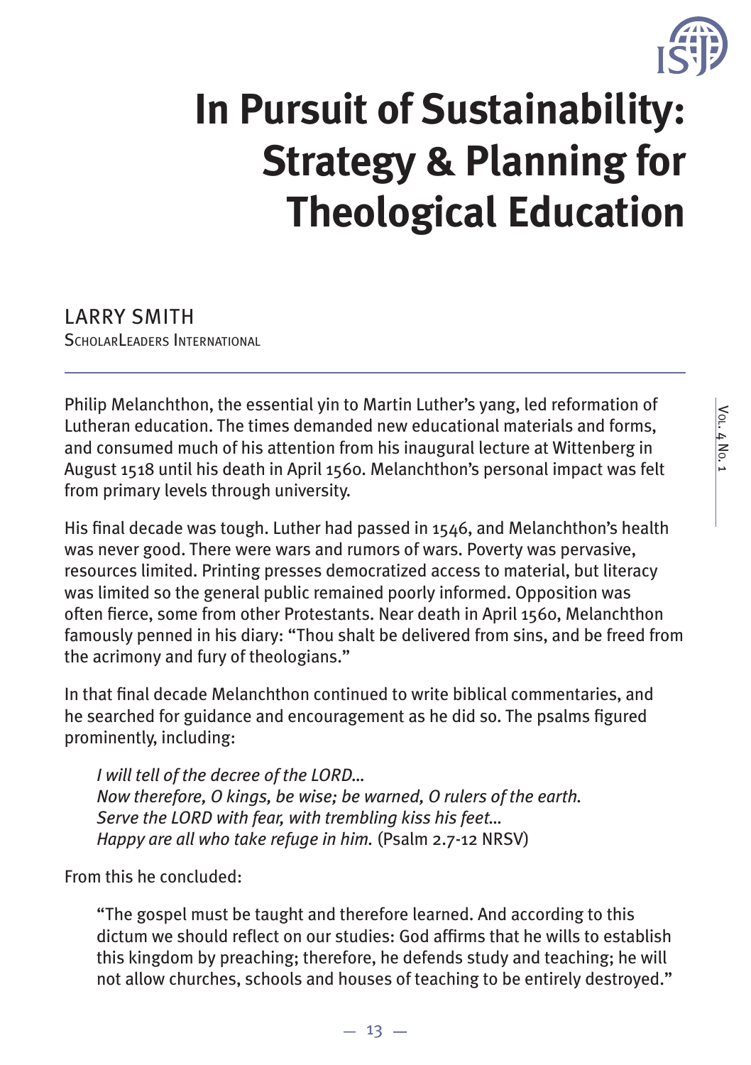# In Pursuit of Sustainability: Strategy & Planning for Theological Education

LARRY SMITH
ScholarLeaders International

Philip Melanchthon, the essential yin to Martin Luther's yang, led reformation of Lutheran education. The times demanded new educational materials and forms, and consumed much of his attention from his inaugural lecture at Wittenberg in August 1518 until his death in April 1560. Melanchthon's personal impact was felt from primary levels through university.

His final decade was tough. Luther had passed in 1546, and Melanchthon's health was never good. There were wars and rumors of wars. Poverty was pervasive, resources limited. Printing presses democratized access to material, but literacy was limited so the general public remained poorly informed. Opposition was often fierce, some from other Protestants. Near death in April 1560, Melanchthon famously penned in his diary: "Thou shalt be delivered from sins, and be freed from the acrimony and fury of theologians."

In that final decade Melanchthon continued to write biblical commentaries, and he searched for guidance and encouragement as he did so. The psalms figured prominently, including:

> *I will tell of the decree of the LORD…*
> *Now therefore, O kings, be wise; be warned, O rulers of the earth.*
> *Serve the LORD with fear, with trembling kiss his feet…*
> *Happy are all who take refuge in him.* (Psalm 2.7-12 NRSV)

From this he concluded:

> "The gospel must be taught and therefore learned. And according to this dictum we should reflect on our studies: God affirms that he wills to establish this kingdom by preaching; therefore, he defends study and teaching; he will not allow churches, schools and houses of teaching to be entirely destroyed."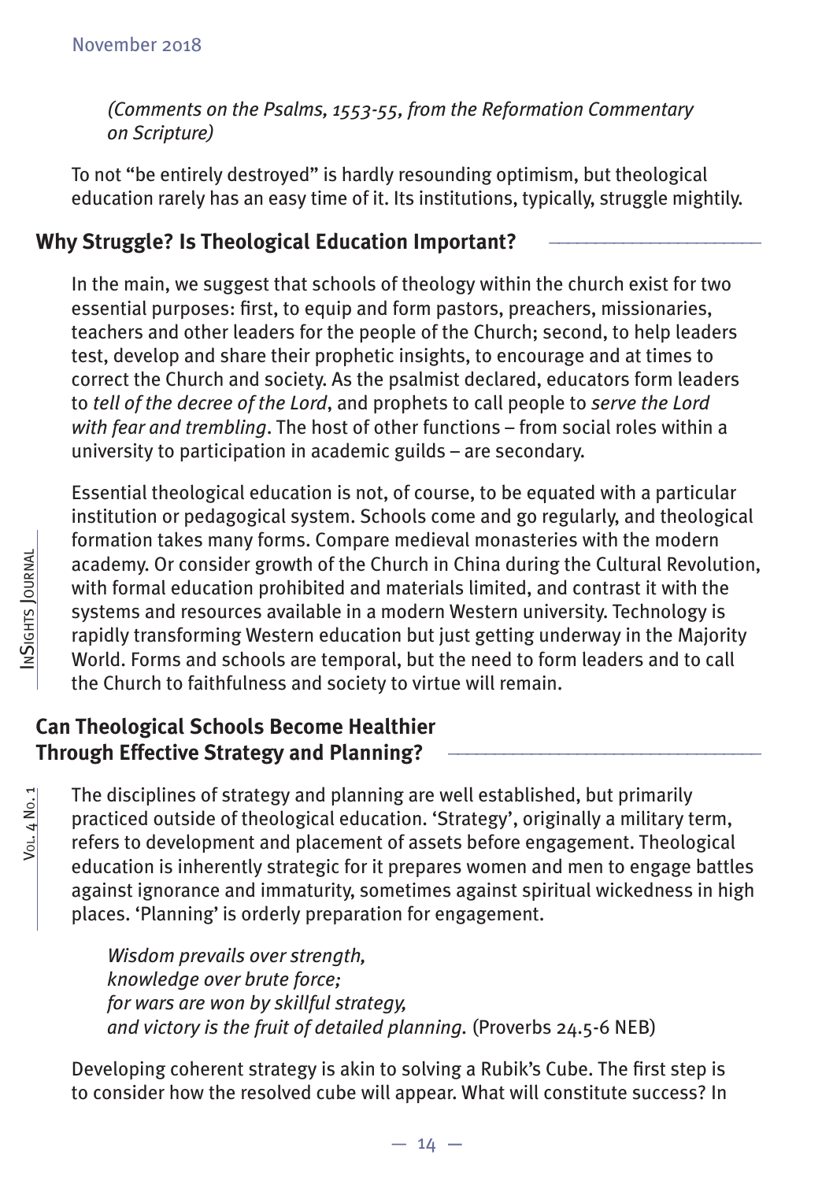*(Comments on the Psalms, 1553-55, from the Reformation Commentary on Scripture)*

To not "be entirely destroyed" is hardly resounding optimism, but theological education rarely has an easy time of it. Its institutions, typically, struggle mightily.

## Why Struggle? Is Theological Education Important?

In the main, we suggest that schools of theology within the church exist for two essential purposes: first, to equip and form pastors, preachers, missionaries, teachers and other leaders for the people of the Church; second, to help leaders test, develop and share their prophetic insights, to encourage and at times to correct the Church and society. As the psalmist declared, educators form leaders to *tell of the decree of the Lord*, and prophets to call people to *serve the Lord with fear and trembling*. The host of other functions – from social roles within a university to participation in academic guilds – are secondary.

Essential theological education is not, of course, to be equated with a particular institution or pedagogical system. Schools come and go regularly, and theological formation takes many forms. Compare medieval monasteries with the modern academy. Or consider growth of the Church in China during the Cultural Revolution, with formal education prohibited and materials limited, and contrast it with the systems and resources available in a modern Western university. Technology is rapidly transforming Western education but just getting underway in the Majority World. Forms and schools are temporal, but the need to form leaders and to call the Church to faithfulness and society to virtue will remain.

## Can Theological Schools Become Healthier Through Effective Strategy and Planning?

The disciplines of strategy and planning are well established, but primarily practiced outside of theological education. 'Strategy', originally a military term, refers to development and placement of assets before engagement. Theological education is inherently strategic for it prepares women and men to engage battles against ignorance and immaturity, sometimes against spiritual wickedness in high places. 'Planning' is orderly preparation for engagement.

> *Wisdom prevails over strength,*
> *knowledge over brute force;*
> *for wars are won by skillful strategy,*
> *and victory is the fruit of detailed planning.* (Proverbs 24.5-6 NEB)

Developing coherent strategy is akin to solving a Rubik's Cube. The first step is to consider how the resolved cube will appear. What will constitute success? In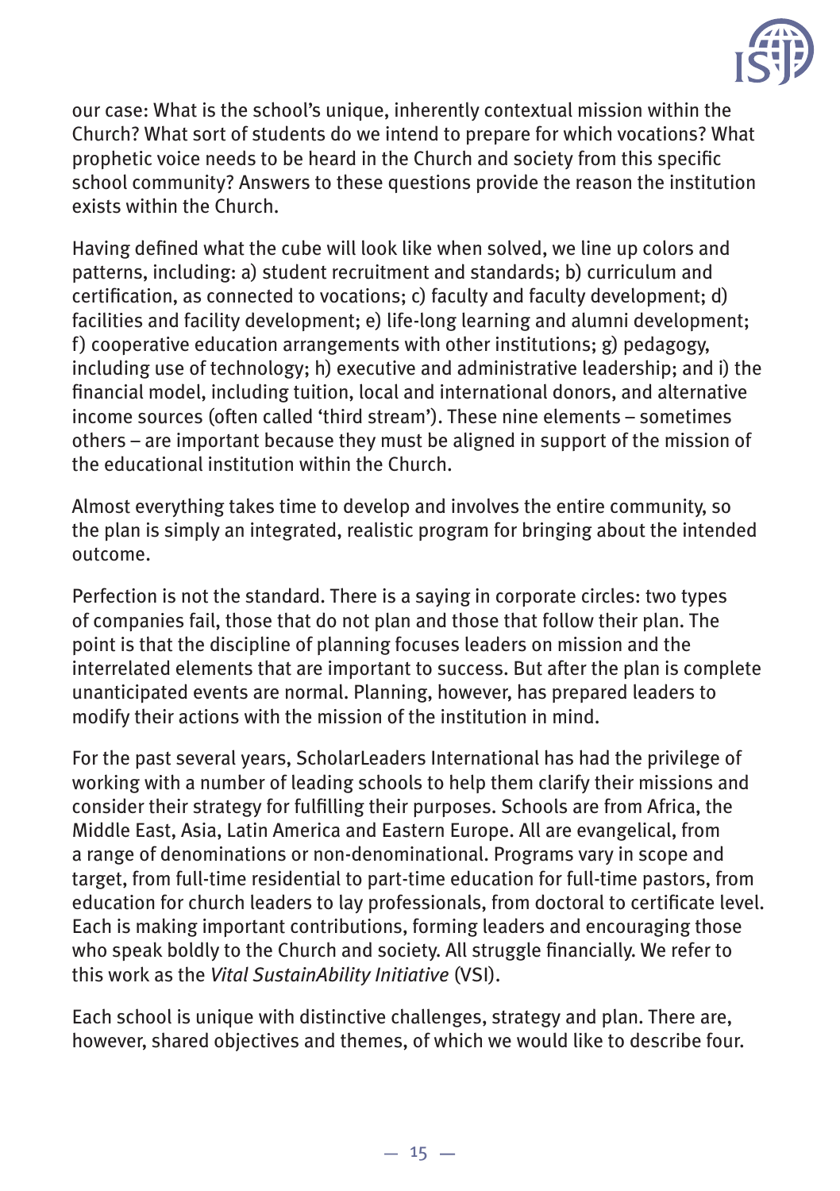our case: What is the school's unique, inherently contextual mission within the Church? What sort of students do we intend to prepare for which vocations? What prophetic voice needs to be heard in the Church and society from this specific school community? Answers to these questions provide the reason the institution exists within the Church.

Having defined what the cube will look like when solved, we line up colors and patterns, including: a) student recruitment and standards; b) curriculum and certification, as connected to vocations; c) faculty and faculty development; d) facilities and facility development; e) life-long learning and alumni development; f) cooperative education arrangements with other institutions; g) pedagogy, including use of technology; h) executive and administrative leadership; and i) the financial model, including tuition, local and international donors, and alternative income sources (often called 'third stream'). These nine elements – sometimes others – are important because they must be aligned in support of the mission of the educational institution within the Church.

Almost everything takes time to develop and involves the entire community, so the plan is simply an integrated, realistic program for bringing about the intended outcome.

Perfection is not the standard. There is a saying in corporate circles: two types of companies fail, those that do not plan and those that follow their plan. The point is that the discipline of planning focuses leaders on mission and the interrelated elements that are important to success. But after the plan is complete unanticipated events are normal. Planning, however, has prepared leaders to modify their actions with the mission of the institution in mind.

For the past several years, ScholarLeaders International has had the privilege of working with a number of leading schools to help them clarify their missions and consider their strategy for fulfilling their purposes. Schools are from Africa, the Middle East, Asia, Latin America and Eastern Europe. All are evangelical, from a range of denominations or non-denominational. Programs vary in scope and target, from full-time residential to part-time education for full-time pastors, from education for church leaders to lay professionals, from doctoral to certificate level. Each is making important contributions, forming leaders and encouraging those who speak boldly to the Church and society. All struggle financially. We refer to this work as the *Vital SustainAbility Initiative* (VSI).

Each school is unique with distinctive challenges, strategy and plan. There are, however, shared objectives and themes, of which we would like to describe four.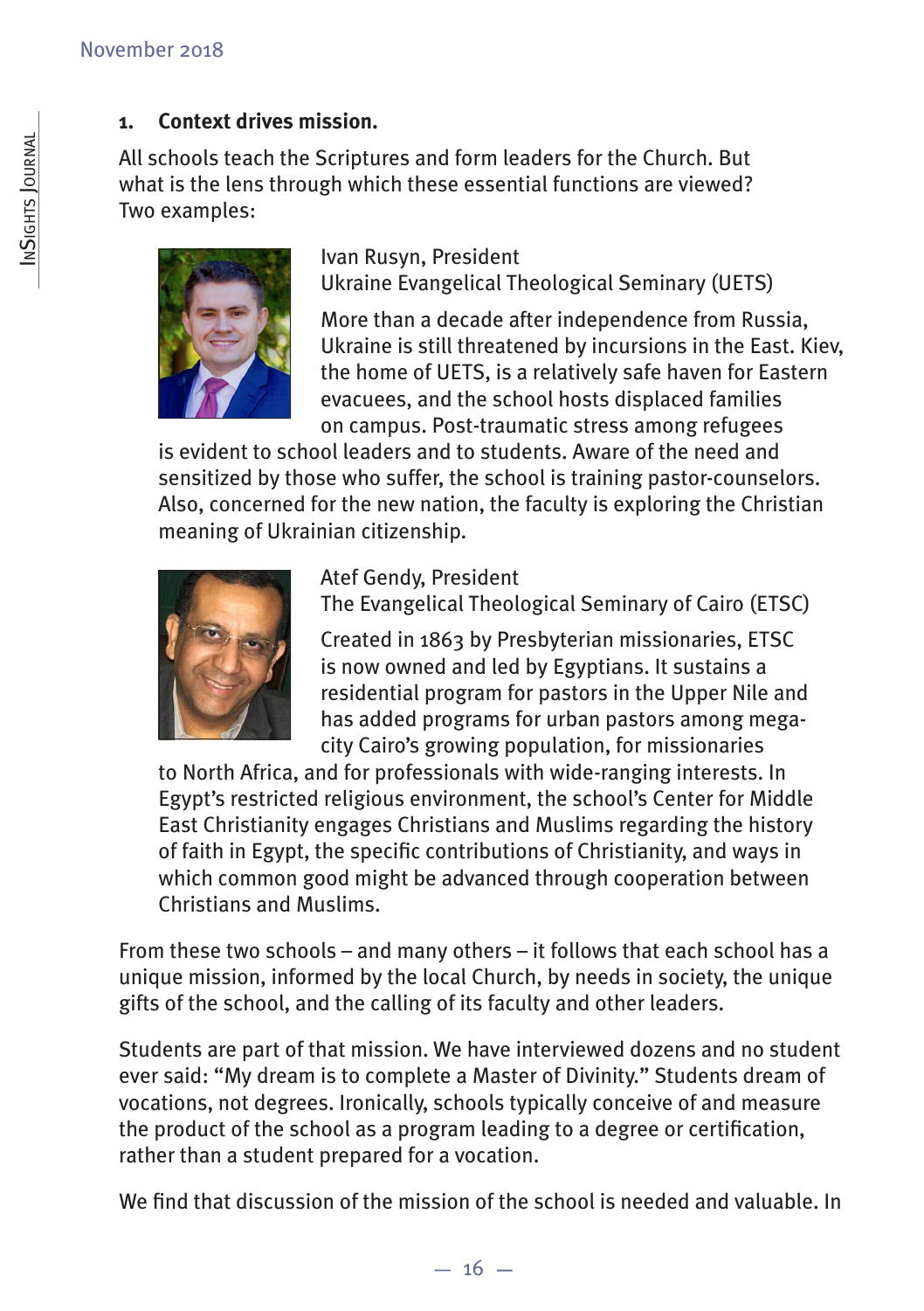## 1. Context drives mission.

All schools teach the Scriptures and form leaders for the Church. But what is the lens through which these essential functions are viewed? Two examples:

Ivan Rusyn, President
Ukraine Evangelical Theological Seminary (UETS)

More than a decade after independence from Russia, Ukraine is still threatened by incursions in the East. Kiev, the home of UETS, is a relatively safe haven for Eastern evacuees, and the school hosts displaced families on campus. Post-traumatic stress among refugees is evident to school leaders and to students. Aware of the need and sensitized by those who suffer, the school is training pastor-counselors. Also, concerned for the new nation, the faculty is exploring the Christian meaning of Ukrainian citizenship.

Atef Gendy, President
The Evangelical Theological Seminary of Cairo (ETSC)

Created in 1863 by Presbyterian missionaries, ETSC is now owned and led by Egyptians. It sustains a residential program for pastors in the Upper Nile and has added programs for urban pastors among mega-city Cairo's growing population, for missionaries to North Africa, and for professionals with wide-ranging interests. In Egypt's restricted religious environment, the school's Center for Middle East Christianity engages Christians and Muslims regarding the history of faith in Egypt, the specific contributions of Christianity, and ways in which common good might be advanced through cooperation between Christians and Muslims.

From these two schools – and many others – it follows that each school has a unique mission, informed by the local Church, by needs in society, the unique gifts of the school, and the calling of its faculty and other leaders.

Students are part of that mission. We have interviewed dozens and no student ever said: "My dream is to complete a Master of Divinity." Students dream of vocations, not degrees. Ironically, schools typically conceive of and measure the product of the school as a program leading to a degree or certification, rather than a student prepared for a vocation.

We find that discussion of the mission of the school is needed and valuable. In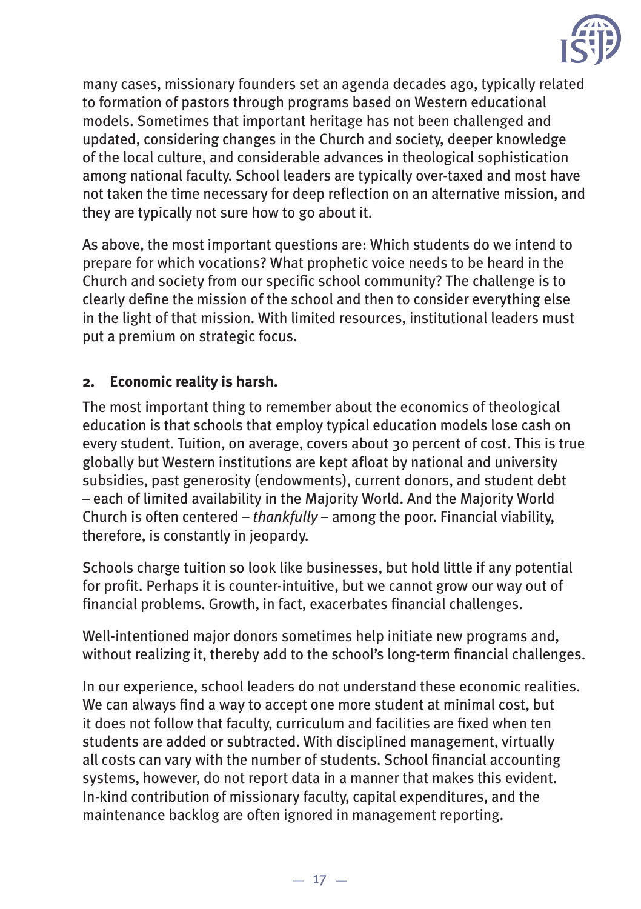many cases, missionary founders set an agenda decades ago, typically related to formation of pastors through programs based on Western educational models. Sometimes that important heritage has not been challenged and updated, considering changes in the Church and society, deeper knowledge of the local culture, and considerable advances in theological sophistication among national faculty. School leaders are typically over-taxed and most have not taken the time necessary for deep reflection on an alternative mission, and they are typically not sure how to go about it.

As above, the most important questions are: Which students do we intend to prepare for which vocations? What prophetic voice needs to be heard in the Church and society from our specific school community? The challenge is to clearly define the mission of the school and then to consider everything else in the light of that mission. With limited resources, institutional leaders must put a premium on strategic focus.

### 2. Economic reality is harsh.

The most important thing to remember about the economics of theological education is that schools that employ typical education models lose cash on every student. Tuition, on average, covers about 30 percent of cost. This is true globally but Western institutions are kept afloat by national and university subsidies, past generosity (endowments), current donors, and student debt – each of limited availability in the Majority World. And the Majority World Church is often centered – *thankfully* – among the poor. Financial viability, therefore, is constantly in jeopardy.

Schools charge tuition so look like businesses, but hold little if any potential for profit. Perhaps it is counter-intuitive, but we cannot grow our way out of financial problems. Growth, in fact, exacerbates financial challenges.

Well-intentioned major donors sometimes help initiate new programs and, without realizing it, thereby add to the school's long-term financial challenges.

In our experience, school leaders do not understand these economic realities. We can always find a way to accept one more student at minimal cost, but it does not follow that faculty, curriculum and facilities are fixed when ten students are added or subtracted. With disciplined management, virtually all costs can vary with the number of students. School financial accounting systems, however, do not report data in a manner that makes this evident. In-kind contribution of missionary faculty, capital expenditures, and the maintenance backlog are often ignored in management reporting.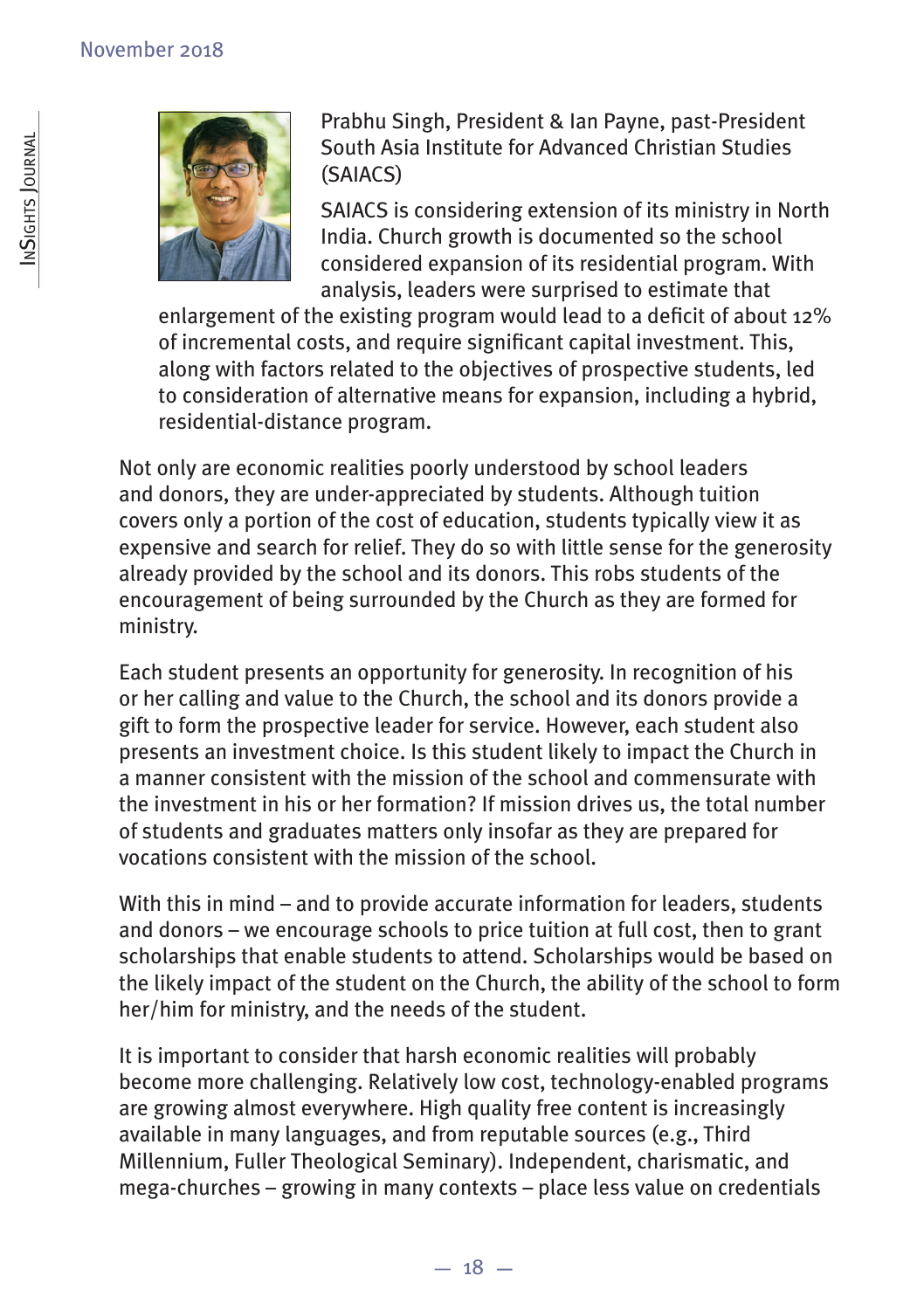Prabhu Singh, President & Ian Payne, past-President South Asia Institute for Advanced Christian Studies (SAIACS)

SAIACS is considering extension of its ministry in North India. Church growth is documented so the school considered expansion of its residential program. With analysis, leaders were surprised to estimate that enlargement of the existing program would lead to a deficit of about 12% of incremental costs, and require significant capital investment. This, along with factors related to the objectives of prospective students, led to consideration of alternative means for expansion, including a hybrid, residential-distance program.

Not only are economic realities poorly understood by school leaders and donors, they are under-appreciated by students. Although tuition covers only a portion of the cost of education, students typically view it as expensive and search for relief. They do so with little sense for the generosity already provided by the school and its donors. This robs students of the encouragement of being surrounded by the Church as they are formed for ministry.

Each student presents an opportunity for generosity. In recognition of his or her calling and value to the Church, the school and its donors provide a gift to form the prospective leader for service. However, each student also presents an investment choice. Is this student likely to impact the Church in a manner consistent with the mission of the school and commensurate with the investment in his or her formation? If mission drives us, the total number of students and graduates matters only insofar as they are prepared for vocations consistent with the mission of the school.

With this in mind – and to provide accurate information for leaders, students and donors – we encourage schools to price tuition at full cost, then to grant scholarships that enable students to attend. Scholarships would be based on the likely impact of the student on the Church, the ability of the school to form her/him for ministry, and the needs of the student.

It is important to consider that harsh economic realities will probably become more challenging. Relatively low cost, technology-enabled programs are growing almost everywhere. High quality free content is increasingly available in many languages, and from reputable sources (e.g., Third Millennium, Fuller Theological Seminary). Independent, charismatic, and mega-churches – growing in many contexts – place less value on credentials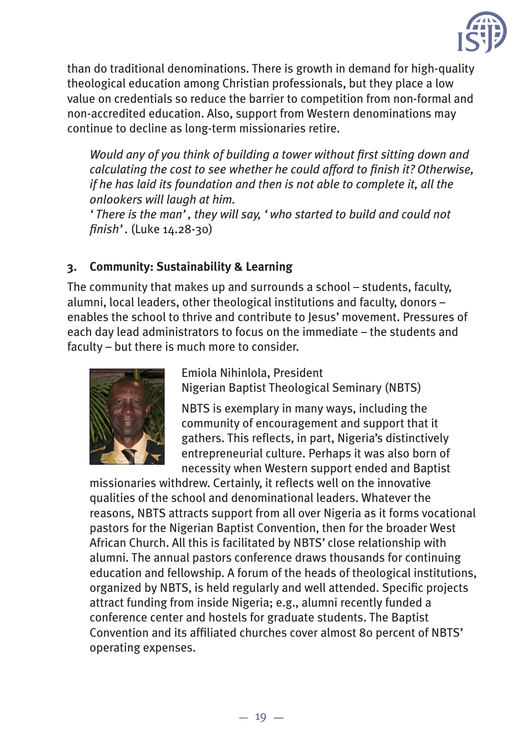than do traditional denominations. There is growth in demand for high-quality theological education among Christian professionals, but they place a low value on credentials so reduce the barrier to competition from non-formal and non-accredited education. Also, support from Western denominations may continue to decline as long-term missionaries retire.

> *Would any of you think of building a tower without first sitting down and calculating the cost to see whether he could afford to finish it? Otherwise, if he has laid its foundation and then is not able to complete it, all the onlookers will laugh at him.*
> *'There is the man', they will say, 'who started to build and could not finish'.* (Luke 14.28-30)

### 3. Community: Sustainability & Learning

The community that makes up and surrounds a school – students, faculty, alumni, local leaders, other theological institutions and faculty, donors – enables the school to thrive and contribute to Jesus' movement. Pressures of each day lead administrators to focus on the immediate – the students and faculty – but there is much more to consider.

Emiola Nihinlola, President
Nigerian Baptist Theological Seminary (NBTS)

NBTS is exemplary in many ways, including the community of encouragement and support that it gathers. This reflects, in part, Nigeria's distinctively entrepreneurial culture. Perhaps it was also born of necessity when Western support ended and Baptist missionaries withdrew. Certainly, it reflects well on the innovative qualities of the school and denominational leaders. Whatever the reasons, NBTS attracts support from all over Nigeria as it forms vocational pastors for the Nigerian Baptist Convention, then for the broader West African Church. All this is facilitated by NBTS' close relationship with alumni. The annual pastors conference draws thousands for continuing education and fellowship. A forum of the heads of theological institutions, organized by NBTS, is held regularly and well attended. Specific projects attract funding from inside Nigeria; e.g., alumni recently funded a conference center and hostels for graduate students. The Baptist Convention and its affiliated churches cover almost 80 percent of NBTS' operating expenses.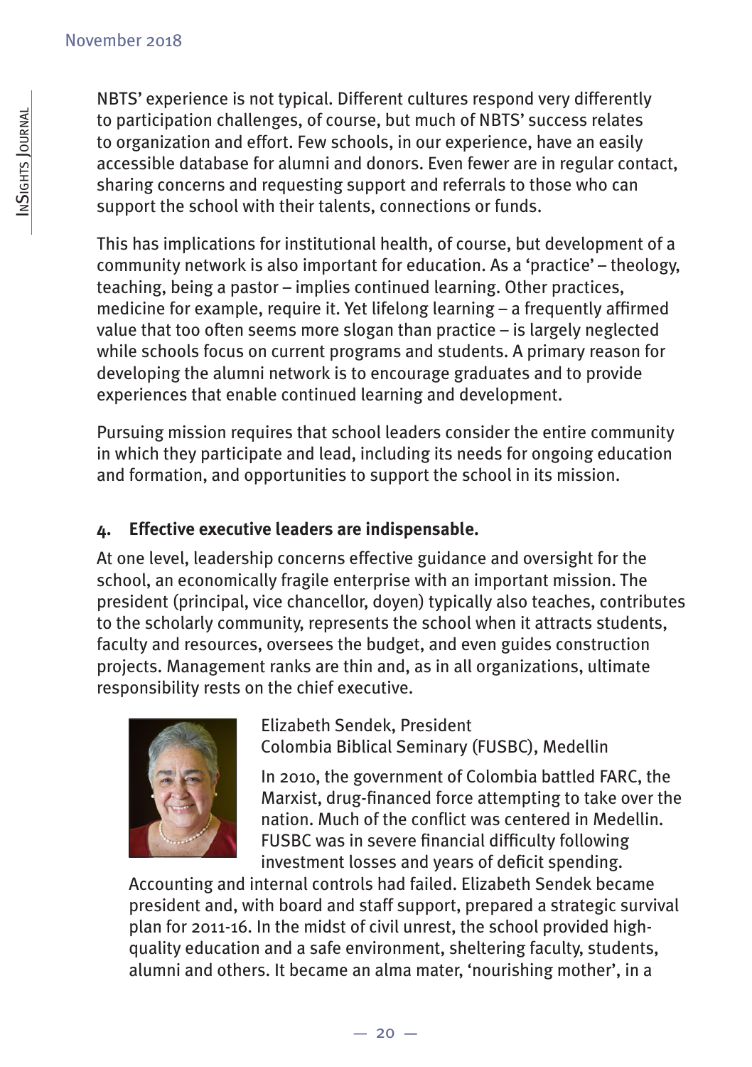NBTS' experience is not typical. Different cultures respond very differently to participation challenges, of course, but much of NBTS' success relates to organization and effort. Few schools, in our experience, have an easily accessible database for alumni and donors. Even fewer are in regular contact, sharing concerns and requesting support and referrals to those who can support the school with their talents, connections or funds.

This has implications for institutional health, of course, but development of a community network is also important for education. As a 'practice' – theology, teaching, being a pastor – implies continued learning. Other practices, medicine for example, require it. Yet lifelong learning – a frequently affirmed value that too often seems more slogan than practice – is largely neglected while schools focus on current programs and students. A primary reason for developing the alumni network is to encourage graduates and to provide experiences that enable continued learning and development.

Pursuing mission requires that school leaders consider the entire community in which they participate and lead, including its needs for ongoing education and formation, and opportunities to support the school in its mission.

#### 4. Effective executive leaders are indispensable.

At one level, leadership concerns effective guidance and oversight for the school, an economically fragile enterprise with an important mission. The president (principal, vice chancellor, doyen) typically also teaches, contributes to the scholarly community, represents the school when it attracts students, faculty and resources, oversees the budget, and even guides construction projects. Management ranks are thin and, as in all organizations, ultimate responsibility rests on the chief executive.

Elizabeth Sendek, President
Colombia Biblical Seminary (FUSBC), Medellin

In 2010, the government of Colombia battled FARC, the Marxist, drug-financed force attempting to take over the nation. Much of the conflict was centered in Medellin. FUSBC was in severe financial difficulty following investment losses and years of deficit spending. Accounting and internal controls had failed. Elizabeth Sendek became president and, with board and staff support, prepared a strategic survival plan for 2011-16. In the midst of civil unrest, the school provided high-quality education and a safe environment, sheltering faculty, students, alumni and others. It became an alma mater, 'nourishing mother', in a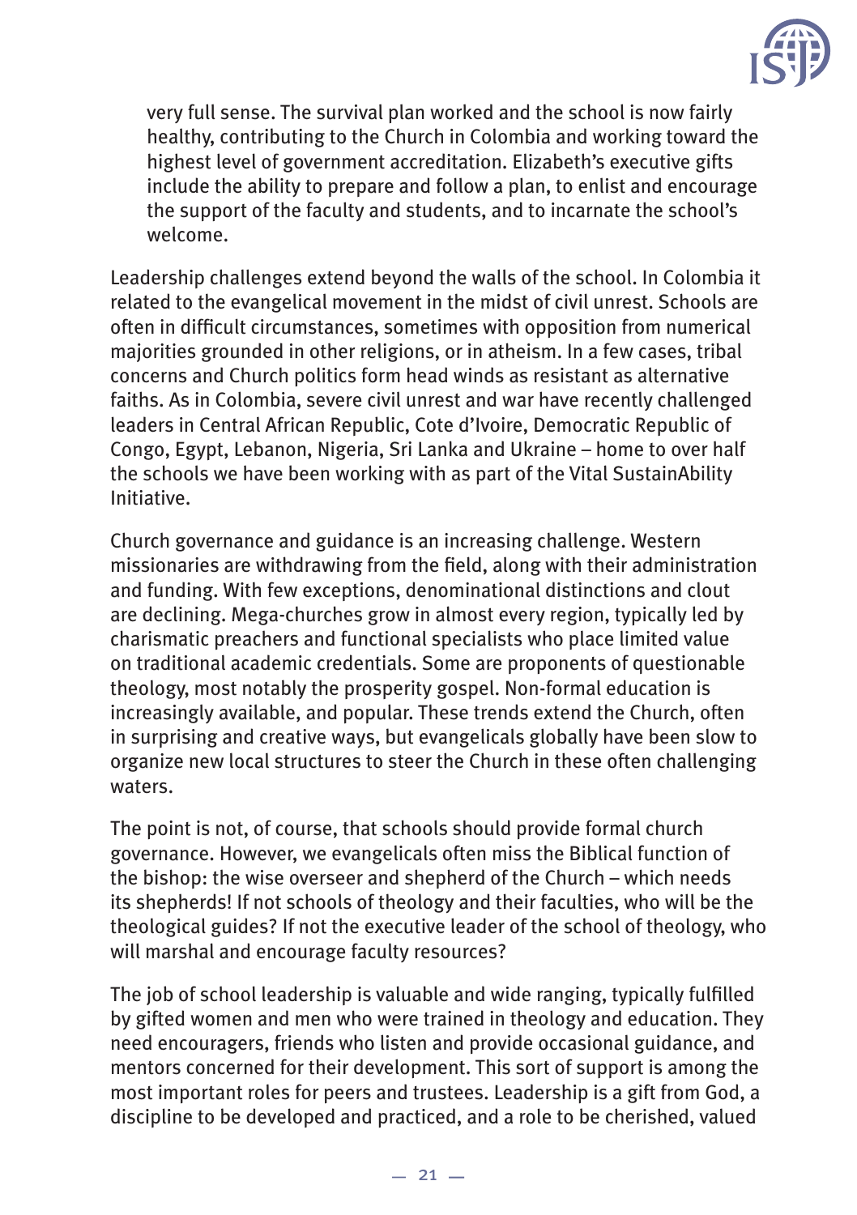very full sense. The survival plan worked and the school is now fairly healthy, contributing to the Church in Colombia and working toward the highest level of government accreditation. Elizabeth's executive gifts include the ability to prepare and follow a plan, to enlist and encourage the support of the faculty and students, and to incarnate the school's welcome.

Leadership challenges extend beyond the walls of the school. In Colombia it related to the evangelical movement in the midst of civil unrest. Schools are often in difficult circumstances, sometimes with opposition from numerical majorities grounded in other religions, or in atheism. In a few cases, tribal concerns and Church politics form head winds as resistant as alternative faiths. As in Colombia, severe civil unrest and war have recently challenged leaders in Central African Republic, Cote d'Ivoire, Democratic Republic of Congo, Egypt, Lebanon, Nigeria, Sri Lanka and Ukraine – home to over half the schools we have been working with as part of the Vital SustainAbility Initiative.

Church governance and guidance is an increasing challenge. Western missionaries are withdrawing from the field, along with their administration and funding. With few exceptions, denominational distinctions and clout are declining. Mega-churches grow in almost every region, typically led by charismatic preachers and functional specialists who place limited value on traditional academic credentials. Some are proponents of questionable theology, most notably the prosperity gospel. Non-formal education is increasingly available, and popular. These trends extend the Church, often in surprising and creative ways, but evangelicals globally have been slow to organize new local structures to steer the Church in these often challenging waters.

The point is not, of course, that schools should provide formal church governance. However, we evangelicals often miss the Biblical function of the bishop: the wise overseer and shepherd of the Church – which needs its shepherds! If not schools of theology and their faculties, who will be the theological guides? If not the executive leader of the school of theology, who will marshal and encourage faculty resources?

The job of school leadership is valuable and wide ranging, typically fulfilled by gifted women and men who were trained in theology and education. They need encouragers, friends who listen and provide occasional guidance, and mentors concerned for their development. This sort of support is among the most important roles for peers and trustees. Leadership is a gift from God, a discipline to be developed and practiced, and a role to be cherished, valued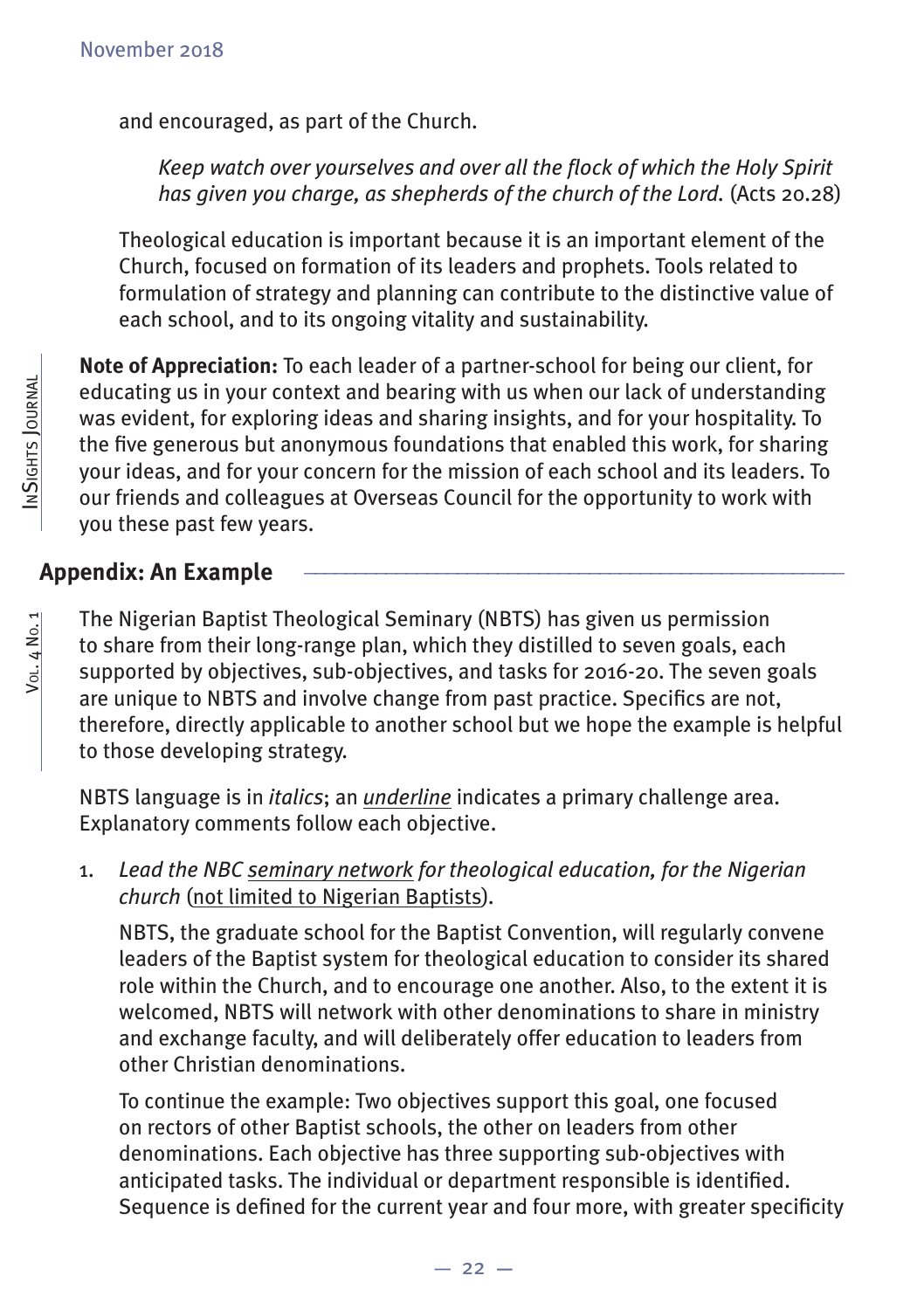and encouraged, as part of the Church.

> *Keep watch over yourselves and over all the flock of which the Holy Spirit has given you charge, as shepherds of the church of the Lord.* (Acts 20.28)

Theological education is important because it is an important element of the Church, focused on formation of its leaders and prophets. Tools related to formulation of strategy and planning can contribute to the distinctive value of each school, and to its ongoing vitality and sustainability.

**Note of Appreciation:** To each leader of a partner-school for being our client, for educating us in your context and bearing with us when our lack of understanding was evident, for exploring ideas and sharing insights, and for your hospitality. To the five generous but anonymous foundations that enabled this work, for sharing your ideas, and for your concern for the mission of each school and its leaders. To our friends and colleagues at Overseas Council for the opportunity to work with you these past few years.

## Appendix: An Example

The Nigerian Baptist Theological Seminary (NBTS) has given us permission to share from their long-range plan, which they distilled to seven goals, each supported by objectives, sub-objectives, and tasks for 2016-20. The seven goals are unique to NBTS and involve change from past practice. Specifics are not, therefore, directly applicable to another school but we hope the example is helpful to those developing strategy.

NBTS language is in *italics*; an <u>*underline*</u> indicates a primary challenge area. Explanatory comments follow each objective.

1. *Lead the NBC <u>seminary network</u> for theological education, for the Nigerian church* (<u>not limited to Nigerian Baptists</u>).

   NBTS, the graduate school for the Baptist Convention, will regularly convene leaders of the Baptist system for theological education to consider its shared role within the Church, and to encourage one another. Also, to the extent it is welcomed, NBTS will network with other denominations to share in ministry and exchange faculty, and will deliberately offer education to leaders from other Christian denominations.

   To continue the example: Two objectives support this goal, one focused on rectors of other Baptist schools, the other on leaders from other denominations. Each objective has three supporting sub-objectives with anticipated tasks. The individual or department responsible is identified. Sequence is defined for the current year and four more, with greater specificity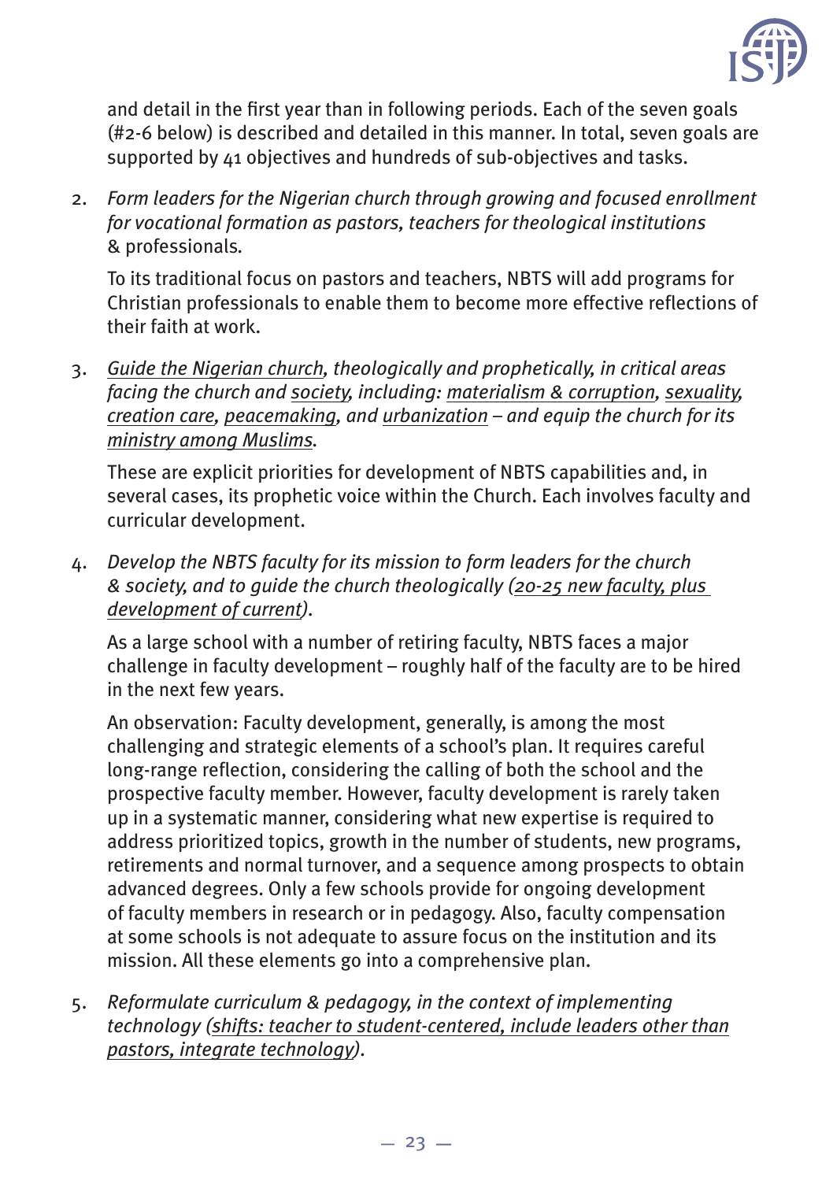and detail in the first year than in following periods. Each of the seven goals (#2-6 below) is described and detailed in this manner. In total, seven goals are supported by 41 objectives and hundreds of sub-objectives and tasks.

2. *Form leaders for the Nigerian church through growing and focused enrollment for vocational formation as pastors, teachers for theological institutions* & professionals.

   To its traditional focus on pastors and teachers, NBTS will add programs for Christian professionals to enable them to become more effective reflections of their faith at work.

3. *<u>Guide the Nigerian church</u>, theologically and prophetically, in critical areas facing the church and <u>society</u>, including: <u>materialism & corruption</u>, <u>sexuality</u>, <u>creation care</u>, <u>peacemaking</u>, and <u>urbanization</u> – and equip the church for its <u>ministry among Muslims</u>.*

   These are explicit priorities for development of NBTS capabilities and, in several cases, its prophetic voice within the Church. Each involves faculty and curricular development.

4. *Develop the NBTS faculty for its mission to form leaders for the church & society, and to guide the church theologically (<u>20-25 new faculty, plus development of current</u>).*

   As a large school with a number of retiring faculty, NBTS faces a major challenge in faculty development – roughly half of the faculty are to be hired in the next few years.

   An observation: Faculty development, generally, is among the most challenging and strategic elements of a school's plan. It requires careful long-range reflection, considering the calling of both the school and the prospective faculty member. However, faculty development is rarely taken up in a systematic manner, considering what new expertise is required to address prioritized topics, growth in the number of students, new programs, retirements and normal turnover, and a sequence among prospects to obtain advanced degrees. Only a few schools provide for ongoing development of faculty members in research or in pedagogy. Also, faculty compensation at some schools is not adequate to assure focus on the institution and its mission. All these elements go into a comprehensive plan.

5. *Reformulate curriculum & pedagogy, in the context of implementing technology (<u>shifts: teacher to student-centered, include leaders other than pastors, integrate technology</u>).*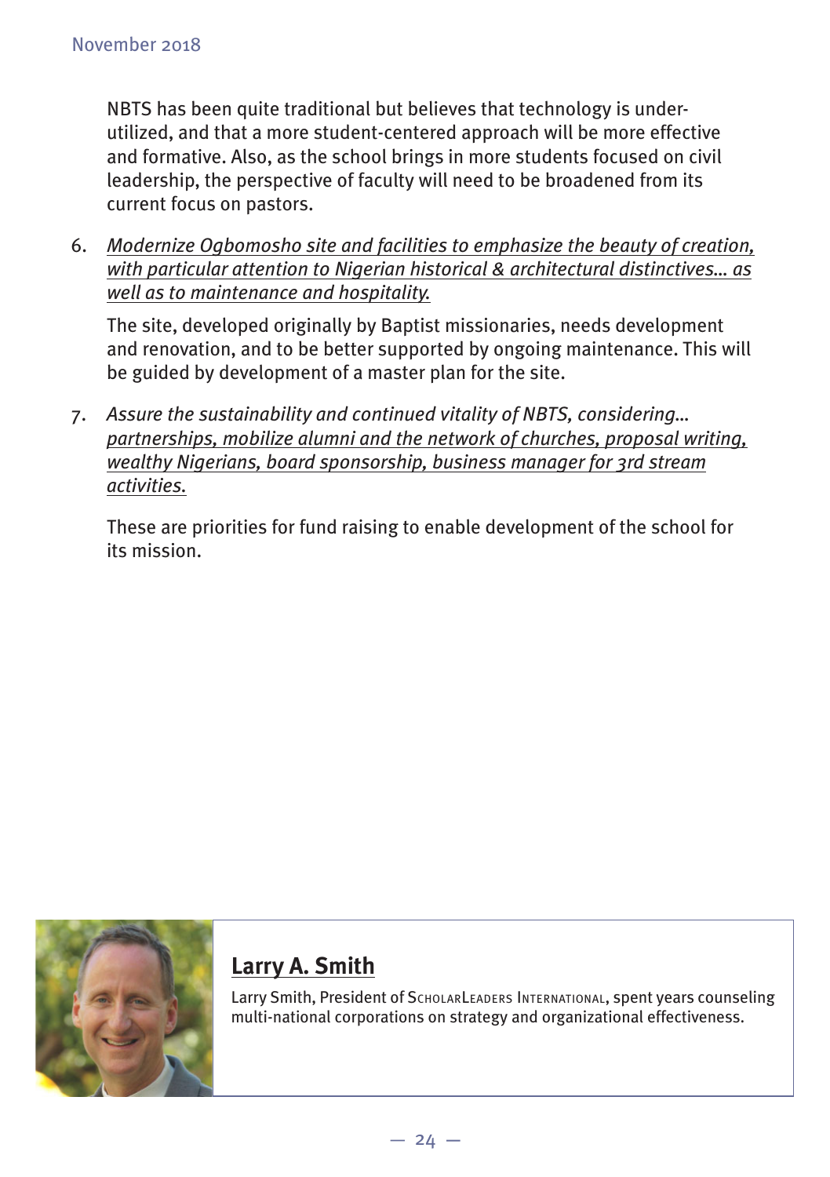NBTS has been quite traditional but believes that technology is under-utilized, and that a more student-centered approach will be more effective and formative. Also, as the school brings in more students focused on civil leadership, the perspective of faculty will need to be broadened from its current focus on pastors.

6. *Modernize Ogbomosho site and facilities to emphasize the beauty of creation, with particular attention to Nigerian historical & architectural distinctives… as well as to maintenance and hospitality.*

   The site, developed originally by Baptist missionaries, needs development and renovation, and to be better supported by ongoing maintenance. This will be guided by development of a master plan for the site.

7. *Assure the sustainability and continued vitality of NBTS, considering… partnerships, mobilize alumni and the network of churches, proposal writing, wealthy Nigerians, board sponsorship, business manager for 3rd stream activities.*

   These are priorities for fund raising to enable development of the school for its mission.

## Larry A. Smith

Larry Smith, President of ScholarLeaders International, spent years counseling multi-national corporations on strategy and organizational effectiveness.